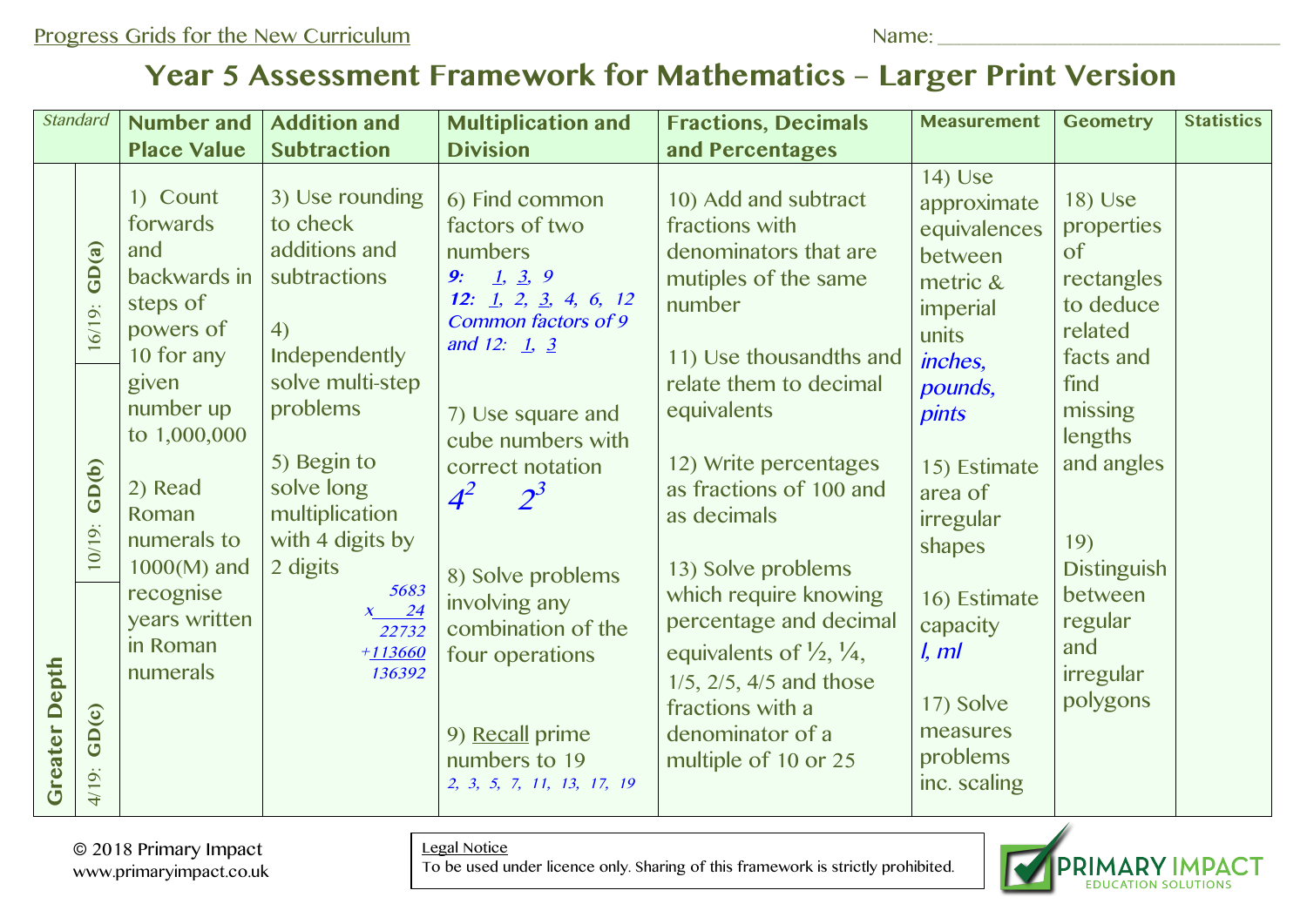Progress Grids for the New Curriculum

Name: ___________________________________

# Year 5 Assessment Framework for Mathematics – Larger Print Version

| Standard | | Number and Place Value | Addition and Subtraction | Multiplication and Division | Fractions, Decimals and Percentages | Measurement | Geometry | Statistics |
|---|---|---|---|---|---|---|---|---|
| Greater Depth | 16/19: GD(a)<br>10/19: GD(b)<br>4/19: GD(c) | 1) Count forwards and backwards in steps of powers of 10 for any given number up to 1,000,000<br><br>2) Read Roman numerals to 1000(M) and recognise years written in Roman numerals | 3) Use rounding to check additions and subtractions<br><br>4) Independently solve multi-step problems<br><br>5) Begin to solve long multiplication with 4 digits by 2 digits<br>*5683*<br>*x 24*<br>*22732*<br>*+113660*<br>*136392* | 6) Find common factors of two numbers<br>***9:*** *1, 3, 9*<br>***12:*** *1, 2, 3, 4, 6, 12*<br>*Common factors of 9 and 12: 1, 3*<br><br>7) Use square and cube numbers with correct notation<br>$4^2$ $2^3$<br><br>8) Solve problems involving any combination of the four operations<br><br>9) Recall prime numbers to 19<br>*2, 3, 5, 7, 11, 13, 17, 19* | 10) Add and subtract fractions with denominators that are mutiples of the same number<br><br>11) Use thousandths and relate them to decimal equivalents<br><br>12) Write percentages as fractions of 100 and as decimals<br><br>13) Solve problems which require knowing percentage and decimal equivalents of ½, ¼, 1/5, 2/5, 4/5 and those fractions with a denominator of a multiple of 10 or 25 | 14) Use approximate equivalences between metric & imperial units<br>*inches, pounds, pints*<br><br>15) Estimate area of irregular shapes<br><br>16) Estimate capacity<br>*l, ml*<br><br>17) Solve measures problems inc. scaling | 18) Use properties of rectangles to deduce related facts and find missing lengths and angles<br><br>19) Distinguish between regular and irregular polygons | |

© 2018 Primary Impact
www.primaryimpact.co.uk

Legal Notice
To be used under licence only. Sharing of this framework is strictly prohibited.

PRIMARY IMPACT
EDUCATION SOLUTIONS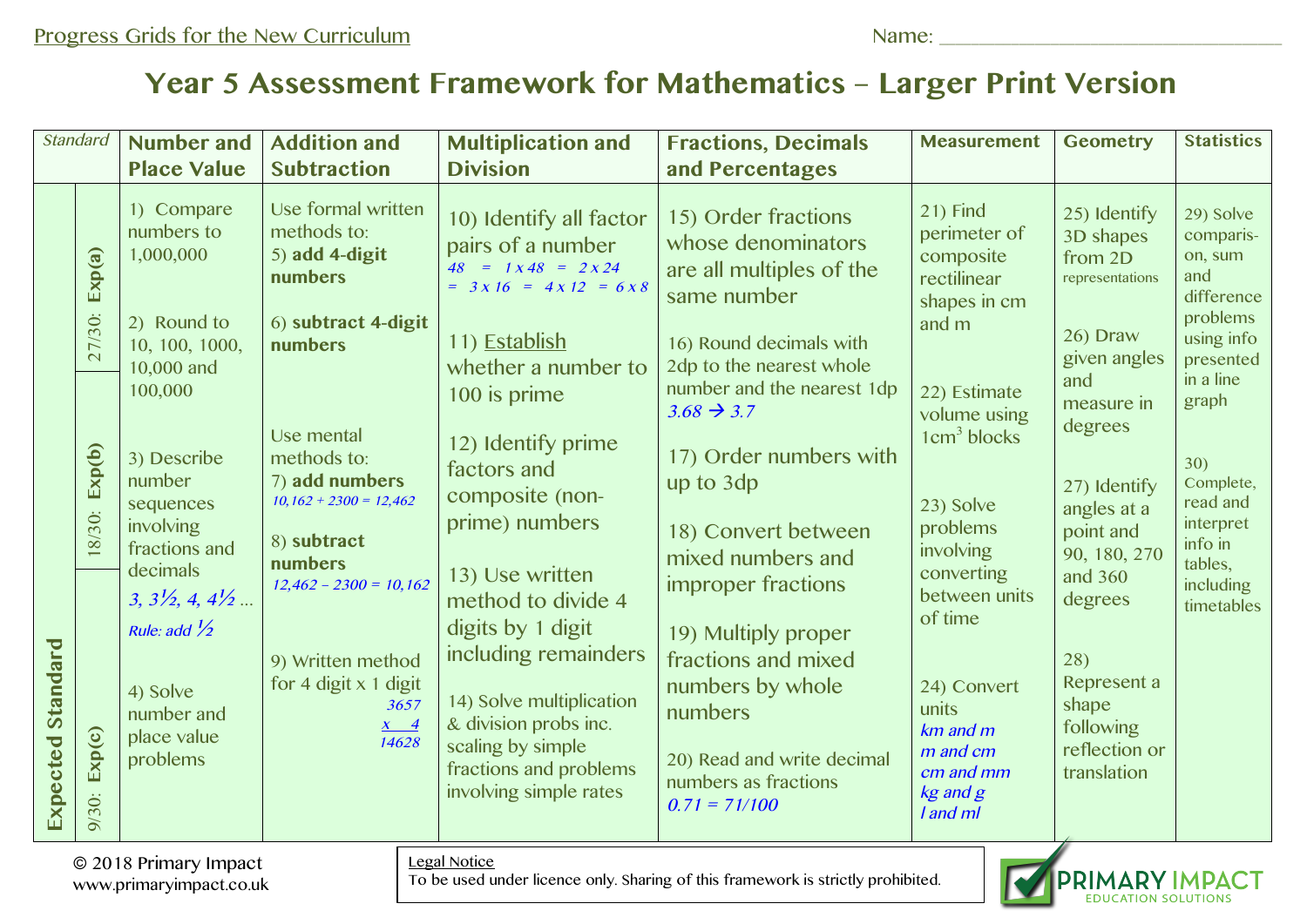Progress Grids for the New Curriculum

Name: ________________________________

# Year 5 Assessment Framework for Mathematics – Larger Print Version

| *Standard* | | Number and Place Value | Addition and Subtraction | Multiplication and Division | Fractions, Decimals and Percentages | Measurement | Geometry | Statistics |
|---|---|---|---|---|---|---|---|---|
| **Expected Standard** | 27/30: **Exp(a)** | 1) Compare numbers to 1,000,000<br><br>2) Round to 10, 100, 1000, 10,000 and 100,000 | Use formal written methods to:<br>5) **add 4-digit numbers**<br><br>6) **subtract 4-digit numbers** | 10) Identify all factor pairs of a number<br>*48 = 1 x 48 = 2 x 24 = 3 x 16 = 4 x 12 = 6 x 8*<br><br>11) Establish whether a number to 100 is prime | 15) Order fractions whose denominators are all multiples of the same number<br><br>16) Round decimals with 2dp to the nearest whole number and the nearest 1dp<br>*3.68 → 3.7* | 21) Find perimeter of composite rectilinear shapes in cm and m<br><br>22) Estimate volume using 1cm³ blocks | 25) Identify 3D shapes from 2D representations<br><br>26) Draw given angles and measure in degrees | 29) Solve comparison, sum and difference problems using info presented in a line graph |
| | 18/30: **Exp(b)** | 3) Describe number sequences involving fractions and decimals<br>*3, 3½, 4, 4½ ...*<br>*Rule: add ½* | Use mental methods to:<br>7) **add numbers**<br>*10,162 + 2300 = 12,462*<br><br>8) **subtract numbers**<br>*12,462 – 2300 = 10,162* | 12) Identify prime factors and composite (non-prime) numbers<br><br>13) Use written method to divide 4 digits by 1 digit including remainders | 17) Order numbers with up to 3dp<br><br>18) Convert between mixed numbers and improper fractions | 23) Solve problems involving converting between units of time | 27) Identify angles at a point and 90, 180, 270 and 360 degrees | 30) Complete, read and interpret info in tables, including timetables |
| | 9/30: **Exp(c)** | 4) Solve number and place value problems | 9) Written method for 4 digit x 1 digit<br>*3657*<br>*x 4*<br>*14628* | 14) Solve multiplication & division probs inc. scaling by simple fractions and problems involving simple rates | 19) Multiply proper fractions and mixed numbers by whole numbers<br><br>20) Read and write decimal numbers as fractions<br>*0.71 = 71/100* | 24) Convert units<br>*km and m*<br>*m and cm*<br>*cm and mm*<br>*kg and g*<br>*l and ml* | 28) Represent a shape following reflection or translation | |

© 2018 Primary Impact
www.primaryimpact.co.uk

Legal Notice
To be used under licence only. Sharing of this framework is strictly prohibited.

PRIMARY IMPACT EDUCATION SOLUTIONS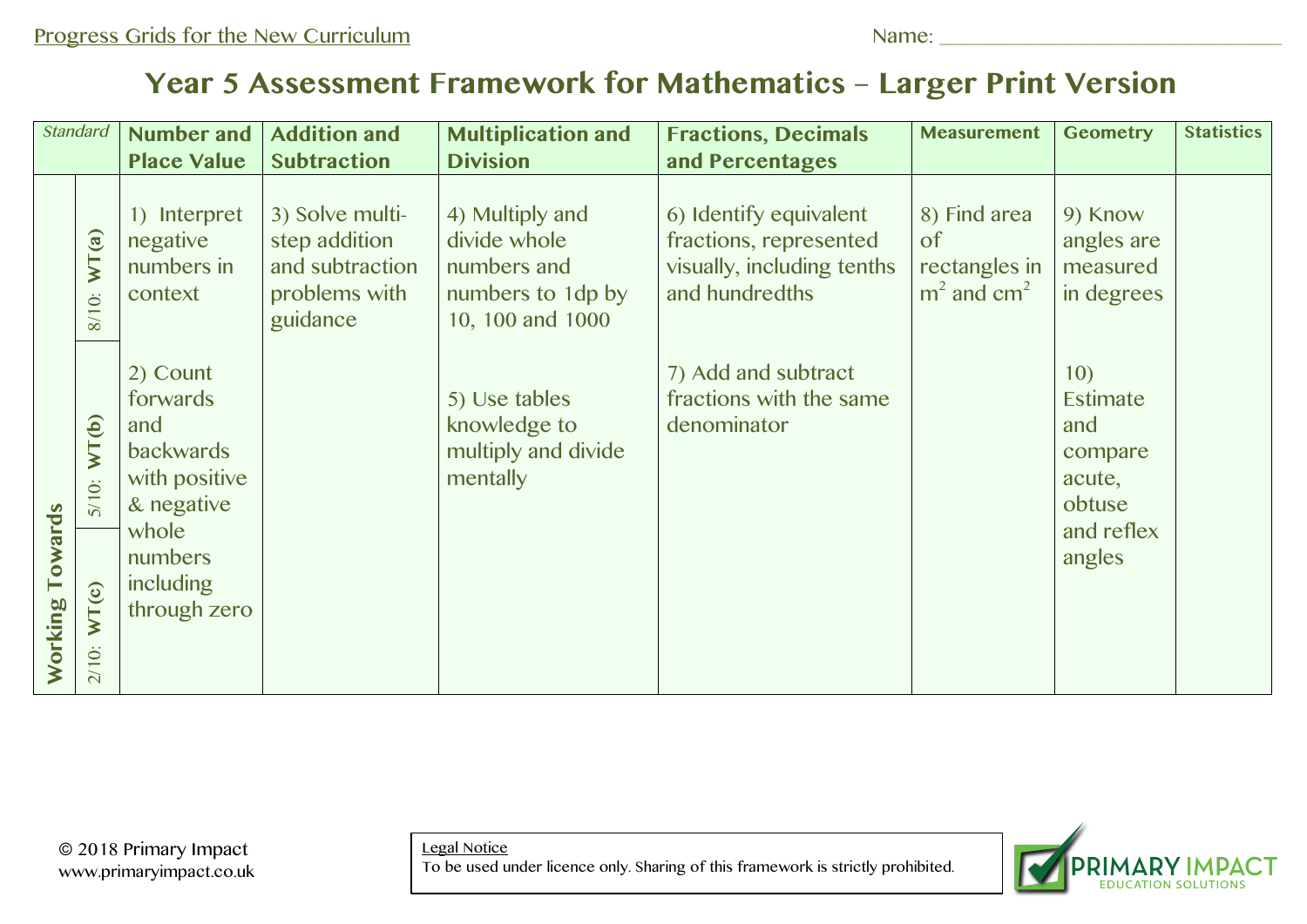# Year 5 Assessment Framework for Mathematics – Larger Print Version

| *Standard* | | Number and Place Value | Addition and Subtraction | Multiplication and Division | Fractions, Decimals and Percentages | Measurement | Geometry | Statistics |
|---|---|---|---|---|---|---|---|---|
| **Working Towards** | 8/10: **WT(a)** | 1) Interpret negative numbers in context | 3) Solve multi-step addition and subtraction problems with guidance | 4) Multiply and divide whole numbers and numbers to 1dp by 10, 100 and 1000 | 6) Identify equivalent fractions, represented visually, including tenths and hundredths | 8) Find area of rectangles in $m^2$ and $cm^2$ | 9) Know angles are measured in degrees | |
| | 5/10: **WT(b)** | 2) Count forwards and backwards with positive & negative whole numbers including through zero | | 5) Use tables knowledge to multiply and divide mentally | 7) Add and subtract fractions with the same denominator | | 10) Estimate and compare acute, obtuse and reflex angles | |
| | 2/10: **WT(c)** | | | | | | | |

© 2018 Primary Impact
www.primaryimpact.co.uk

Legal Notice
To be used under licence only. Sharing of this framework is strictly prohibited.